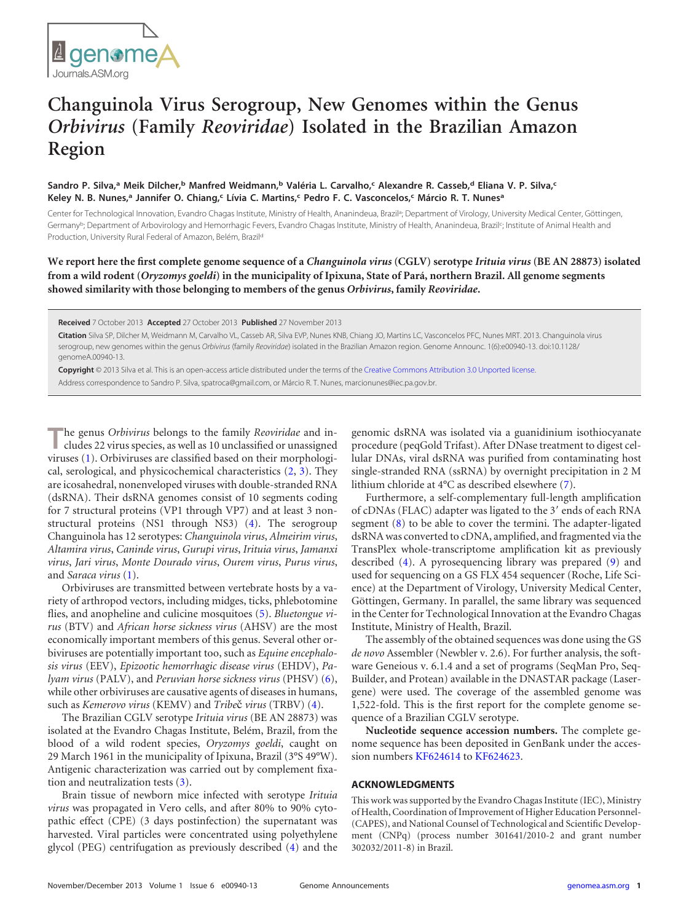# Changuinola Virus Serogroup, New Genomes within the Genus *Orbivirus* (Family *Reoviridae*) Isolated in the Brazilian Amazon Region

**Sandro P. Silva,[a] Meik Dilcher,[b] Manfred Weidmann,[b] Valéria L. Carvalho,[c] Alexandre R. Casseb,[d] Eliana V. P. Silva,[c] Keley N. B. Nunes,[a] Jannifer O. Chiang,[c] Lívia C. Martins,[c] Pedro F. C. Vasconcelos,[c] Márcio R. T. Nunes[a]**

Center for Technological Innovation, Evandro Chagas Institute, Ministry of Health, Ananindeua, Brazil[a]; Department of Virology, University Medical Center, Göttingen, Germany[b]; Department of Arbovirology and Hemorrhagic Fevers, Evandro Chagas Institute, Ministry of Health, Ananindeua, Brazil[c]; Institute of Animal Health and Production, University Rural Federal of Amazon, Belém, Brazil[d]

**We report here the first complete genome sequence of a *Changuinola virus* (CGLV) serotype *Irituia virus* (BE AN 28873) isolated from a wild rodent (*Oryzomys goeldi*) in the municipality of Ipixuna, State of Pará, northern Brazil. All genome segments showed similarity with those belonging to members of the genus *Orbivirus*, family *Reoviridae*.**

**Received** 7 October 2013 **Accepted** 27 October 2013 **Published** 27 November 2013

**Citation** Silva SP, Dilcher M, Weidmann M, Carvalho VL, Casseb AR, Silva EVP, Nunes KNB, Chiang JO, Martins LC, Vasconcelos PFC, Nunes MRT. 2013. Changuinola virus serogroup, new genomes within the genus *Orbivirus* (family *Reoviridae*) isolated in the Brazilian Amazon region. Genome Announc. 1(6):e00940-13. doi:10.1128/genomeA.00940-13.

**Copyright** © 2013 Silva et al. This is an open-access article distributed under the terms of the Creative Commons Attribution 3.0 Unported license.

Address correspondence to Sandro P. Silva, spatroca@gmail.com, or Márcio R. T. Nunes, marcionunes@iec.pa.gov.br.

The genus *Orbivirus* belongs to the family *Reoviridae* and includes 22 virus species, as well as 10 unclassified or unassigned viruses (1). Orbiviruses are classified based on their morphological, serological, and physicochemical characteristics (2, 3). They are icosahedral, nonenveloped viruses with double-stranded RNA (dsRNA). Their dsRNA genomes consist of 10 segments coding for 7 structural proteins (VP1 through VP7) and at least 3 nonstructural proteins (NS1 through NS3) (4). The serogroup Changuinola has 12 serotypes: *Changuinola virus*, *Almeirim virus*, *Altamira virus*, *Caninde virus*, *Gurupi virus*, *Irituia virus*, *Jamanxi virus*, *Jari virus*, *Monte Dourado virus*, *Ourem virus*, *Purus virus*, and *Saraca virus* (1).

Orbiviruses are transmitted between vertebrate hosts by a variety of arthropod vectors, including midges, ticks, phlebotomine flies, and anopheline and culicine mosquitoes (5). *Bluetongue virus* (BTV) and *African horse sickness virus* (AHSV) are the most economically important members of this genus. Several other orbiviruses are potentially important too, such as *Equine encephalosis virus* (EEV), *Epizootic hemorrhagic disease virus* (EHDV), *Palyam virus* (PALV), and *Peruvian horse sickness virus* (PHSV) (6), while other orbiviruses are causative agents of diseases in humans, such as *Kemerovo virus* (KEMV) and *Tribeč virus* (TRBV) (4).

The Brazilian CGLV serotype *Irituia virus* (BE AN 28873) was isolated at the Evandro Chagas Institute, Belém, Brazil, from the blood of a wild rodent species, *Oryzomys goeldi*, caught on 29 March 1961 in the municipality of Ipixuna, Brazil (3°S 49°W). Antigenic characterization was carried out by complement fixation and neutralization tests (3).

Brain tissue of newborn mice infected with serotype *Irituia virus* was propagated in Vero cells, and after 80% to 90% cytopathic effect (CPE) (3 days postinfection) the supernatant was harvested. Viral particles were concentrated using polyethylene glycol (PEG) centrifugation as previously described (4) and the genomic dsRNA was isolated via a guanidinium isothiocyanate procedure (peqGold Trifast). After DNase treatment to digest cellular DNAs, viral dsRNA was purified from contaminating host single-stranded RNA (ssRNA) by overnight precipitation in 2 M lithium chloride at 4°C as described elsewhere (7).

Furthermore, a self-complementary full-length amplification of cDNAs (FLAC) adapter was ligated to the 3′ ends of each RNA segment (8) to be able to cover the termini. The adapter-ligated dsRNA was converted to cDNA, amplified, and fragmented via the TransPlex whole-transcriptome amplification kit as previously described (4). A pyrosequencing library was prepared (9) and used for sequencing on a GS FLX 454 sequencer (Roche, Life Science) at the Department of Virology, University Medical Center, Göttingen, Germany. In parallel, the same library was sequenced in the Center for Technological Innovation at the Evandro Chagas Institute, Ministry of Health, Brazil.

The assembly of the obtained sequences was done using the GS *de novo* Assembler (Newbler v. 2.6). For further analysis, the software Geneious v. 6.1.4 and a set of programs (SeqMan Pro, SeqBuilder, and Protean) available in the DNASTAR package (Lasergene) were used. The coverage of the assembled genome was 1,522-fold. This is the first report for the complete genome sequence of a Brazilian CGLV serotype.

**Nucleotide sequence accession numbers.** The complete genome sequence has been deposited in GenBank under the accession numbers KF624614 to KF624623.

## ACKNOWLEDGMENTS

This work was supported by the Evandro Chagas Institute (IEC), Ministry of Health, Coordination of Improvement of Higher Education Personnel (CAPES), and National Counsel of Technological and Scientific Development (CNPq) (process number 301641/2010-2 and grant number 302032/2011-8) in Brazil.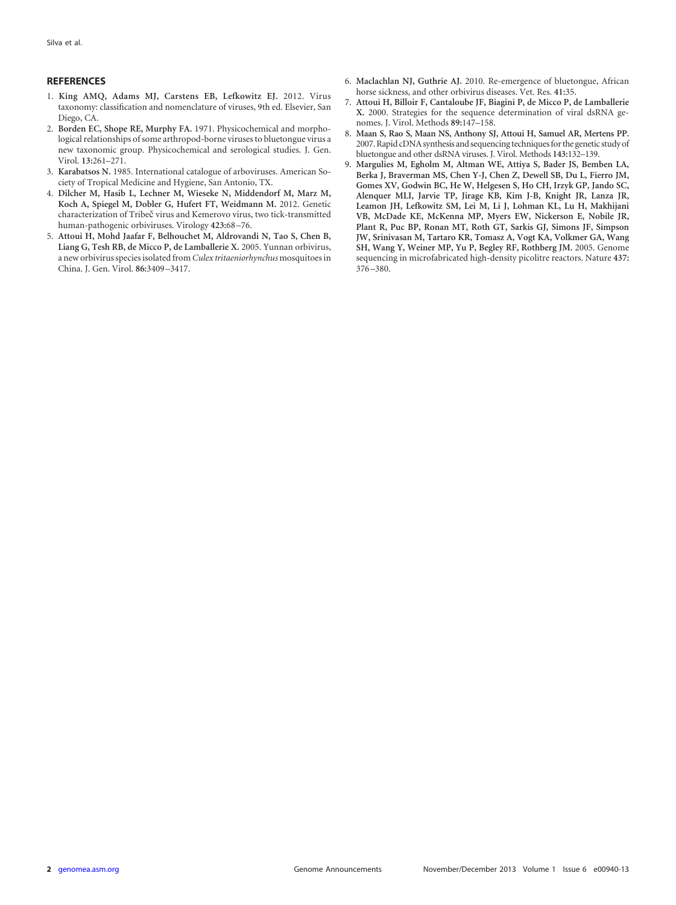## REFERENCES

1. **King AMQ, Adams MJ, Carstens EB, Lefkowitz EJ.** 2012. Virus taxonomy: classification and nomenclature of viruses, 9th ed. Elsevier, San Diego, CA.
2. **Borden EC, Shope RE, Murphy FA.** 1971. Physicochemical and morphological relationships of some arthropod-borne viruses to bluetongue virus a new taxonomic group. Physicochemical and serological studies. J. Gen. Virol. **13:**261–271.
3. **Karabatsos N.** 1985. International catalogue of arboviruses. American Society of Tropical Medicine and Hygiene, San Antonio, TX.
4. **Dilcher M, Hasib L, Lechner M, Wieseke N, Middendorf M, Marz M, Koch A, Spiegel M, Dobler G, Hufert FT, Weidmann M.** 2012. Genetic characterization of Tribeč virus and Kemerovo virus, two tick-transmitted human-pathogenic orbiviruses. Virology **423:**68–76.
5. **Attoui H, Mohd Jaafar F, Belhouchet M, Aldrovandi N, Tao S, Chen B, Liang G, Tesh RB, de Micco P, de Lamballerie X.** 2005. Yunnan orbivirus, a new orbivirus species isolated from *Culex tritaeniorhynchus* mosquitoes in China. J. Gen. Virol. **86:**3409–3417.
6. **Maclachlan NJ, Guthrie AJ.** 2010. Re-emergence of bluetongue, African horse sickness, and other orbivirus diseases. Vet. Res. **41:**35.
7. **Attoui H, Billoir F, Cantaloube JF, Biagini P, de Micco P, de Lamballerie X.** 2000. Strategies for the sequence determination of viral dsRNA genomes. J. Virol. Methods **89:**147–158.
8. **Maan S, Rao S, Maan NS, Anthony SJ, Attoui H, Samuel AR, Mertens PP.** 2007. Rapid cDNA synthesis and sequencing techniques for the genetic study of bluetongue and other dsRNA viruses. J. Virol. Methods **143:**132–139.
9. **Margulies M, Egholm M, Altman WE, Attiya S, Bader JS, Bemben LA, Berka J, Braverman MS, Chen Y-J, Chen Z, Dewell SB, Du L, Fierro JM, Gomes XV, Godwin BC, He W, Helgesen S, Ho CH, Irzyk GP, Jando SC, Alenquer MLI, Jarvie TP, Jirage KB, Kim J-B, Knight JR, Lanza JR, Leamon JH, Lefkowitz SM, Lei M, Li J, Lohman KL, Lu H, Makhijani VB, McDade KE, McKenna MP, Myers EW, Nickerson E, Nobile JR, Plant R, Puc BP, Ronan MT, Roth GT, Sarkis GJ, Simons JF, Simpson JW, Srinivasan M, Tartaro KR, Tomasz A, Vogt KA, Volkmer GA, Wang SH, Wang Y, Weiner MP, Yu P, Begley RF, Rothberg JM.** 2005. Genome sequencing in microfabricated high-density picolitre reactors. Nature **437:** 376–380.